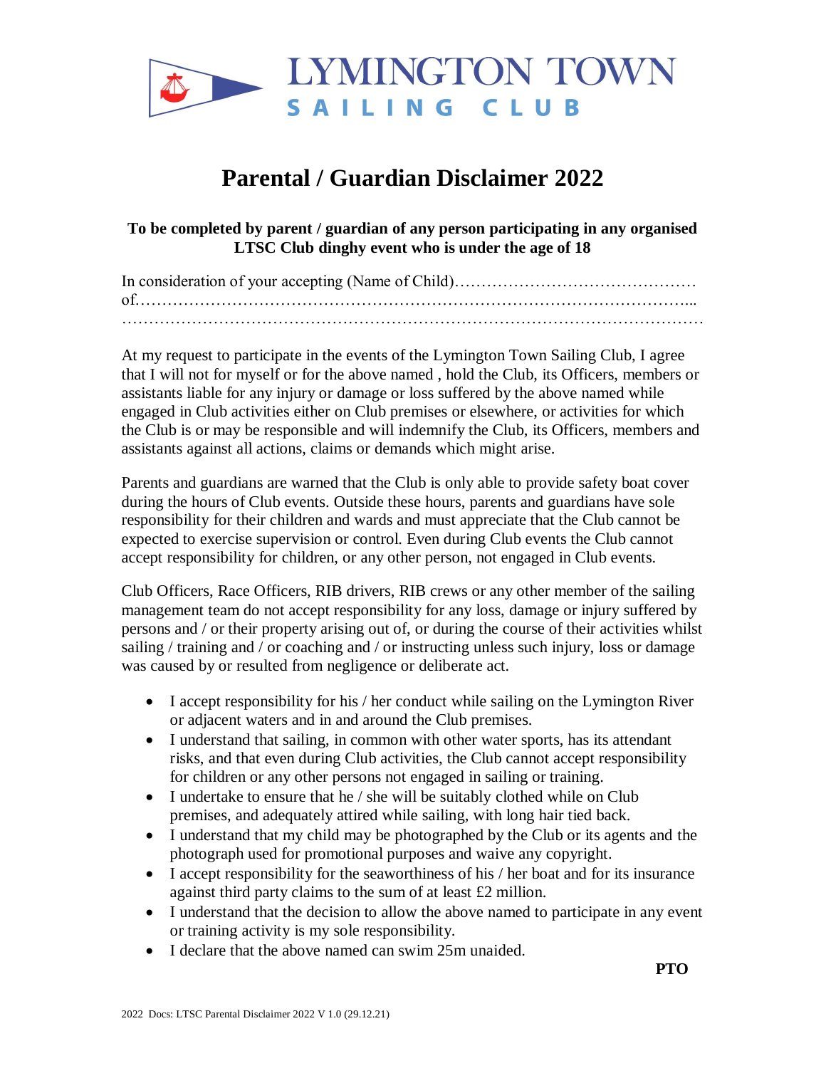LYMINGTON TOWN
SAILING CLUB

# Parental / Guardian Disclaimer 2022

**To be completed by parent / guardian of any person participating in any organised LTSC Club dinghy event who is under the age of 18**

In consideration of your accepting (Name of Child)………………………………………
of…………………………………………………………………………………………..
……………………………………………………………………………………………

At my request to participate in the events of the Lymington Town Sailing Club, I agree that I will not for myself or for the above named , hold the Club, its Officers, members or assistants liable for any injury or damage or loss suffered by the above named while engaged in Club activities either on Club premises or elsewhere, or activities for which the Club is or may be responsible and will indemnify the Club, its Officers, members and assistants against all actions, claims or demands which might arise.

Parents and guardians are warned that the Club is only able to provide safety boat cover during the hours of Club events. Outside these hours, parents and guardians have sole responsibility for their children and wards and must appreciate that the Club cannot be expected to exercise supervision or control. Even during Club events the Club cannot accept responsibility for children, or any other person, not engaged in Club events.

Club Officers, Race Officers, RIB drivers, RIB crews or any other member of the sailing management team do not accept responsibility for any loss, damage or injury suffered by persons and / or their property arising out of, or during the course of their activities whilst sailing / training and / or coaching and / or instructing unless such injury, loss or damage was caused by or resulted from negligence or deliberate act.

- I accept responsibility for his / her conduct while sailing on the Lymington River or adjacent waters and in and around the Club premises.
- I understand that sailing, in common with other water sports, has its attendant risks, and that even during Club activities, the Club cannot accept responsibility for children or any other persons not engaged in sailing or training.
- I undertake to ensure that he / she will be suitably clothed while on Club premises, and adequately attired while sailing, with long hair tied back.
- I understand that my child may be photographed by the Club or its agents and the photograph used for promotional purposes and waive any copyright.
- I accept responsibility for the seaworthiness of his / her boat and for its insurance against third party claims to the sum of at least £2 million.
- I understand that the decision to allow the above named to participate in any event or training activity is my sole responsibility.
- I declare that the above named can swim 25m unaided.

**PTO**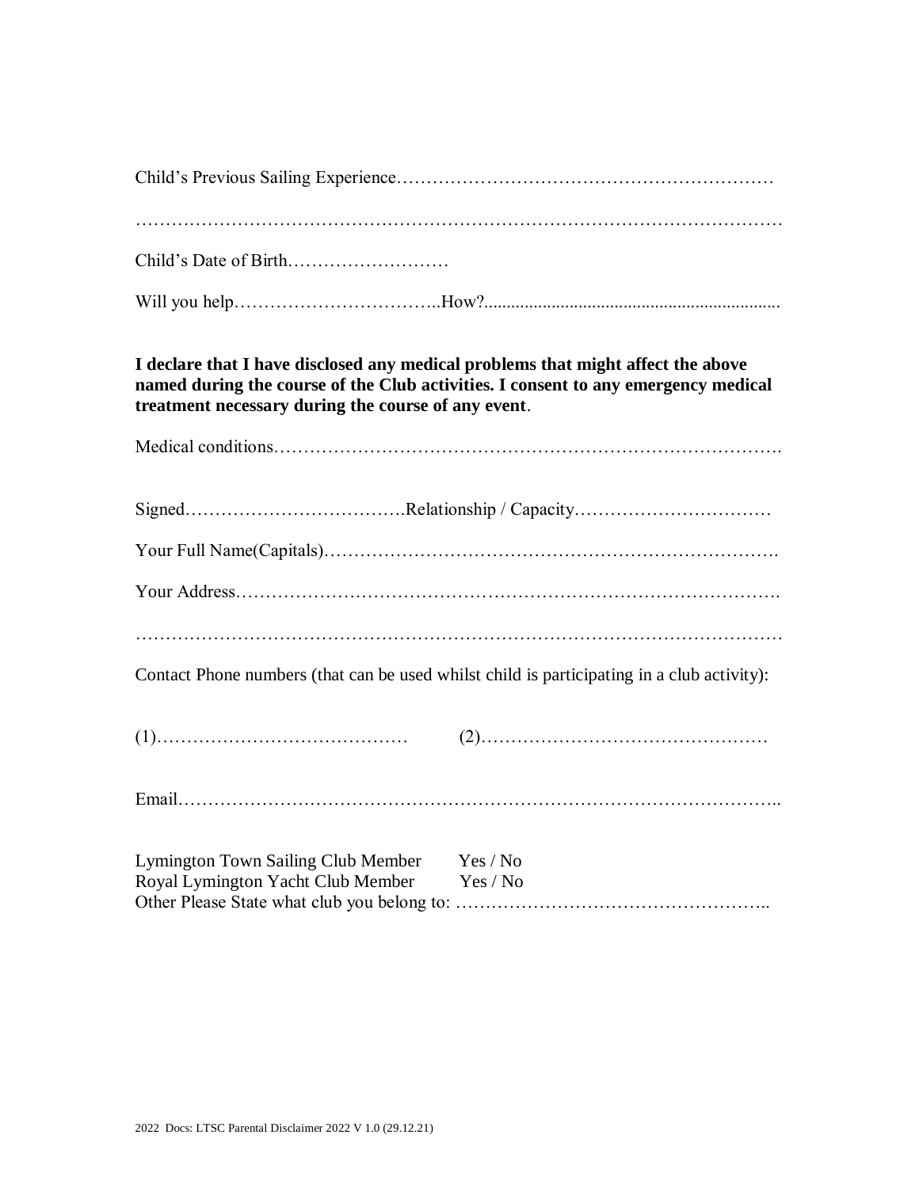Child's Previous Sailing Experience……………………………………………………

……………………………………………………………………………………………

Child's Date of Birth………………………

Will you help……………………………..How?..................................................................

**I declare that I have disclosed any medical problems that might affect the above named during the course of the Club activities. I consent to any emergency medical treatment necessary during the course of any event**.

Medical conditions……………………………………………………………………….

Signed……………………………….Relationship / Capacity……………………………

Your Full Name(Capitals)……………………………………………………………….

Your Address…………………………………………………………………………….

……………………………………………………………………………………………

Contact Phone numbers (that can be used whilst child is participating in a club activity):

(1)…………………………………… (2)…………………………………………

Email……………………………………………………………………………………..

Lymington Town Sailing Club Member Yes / No
Royal Lymington Yacht Club Member Yes / No
Other Please State what club you belong to: ……………………………………………..